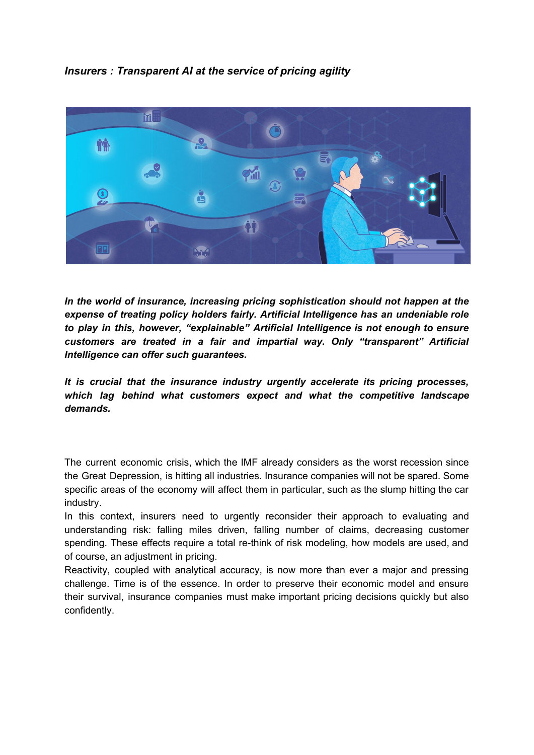***Insurers : Transparent AI at the service of pricing agility***

***In the world of insurance, increasing pricing sophistication should not happen at the expense of treating policy holders fairly. Artificial Intelligence has an undeniable role to play in this, however, "explainable" Artificial Intelligence is not enough to ensure customers are treated in a fair and impartial way. Only "transparent" Artificial Intelligence can offer such guarantees.***

***It is crucial that the insurance industry urgently accelerate its pricing processes, which lag behind what customers expect and what the competitive landscape demands.***

The current economic crisis, which the IMF already considers as the worst recession since the Great Depression, is hitting all industries. Insurance companies will not be spared. Some specific areas of the economy will affect them in particular, such as the slump hitting the car industry.

In this context, insurers need to urgently reconsider their approach to evaluating and understanding risk: falling miles driven, falling number of claims, decreasing customer spending. These effects require a total re-think of risk modeling, how models are used, and of course, an adjustment in pricing.

Reactivity, coupled with analytical accuracy, is now more than ever a major and pressing challenge. Time is of the essence. In order to preserve their economic model and ensure their survival, insurance companies must make important pricing decisions quickly but also confidently.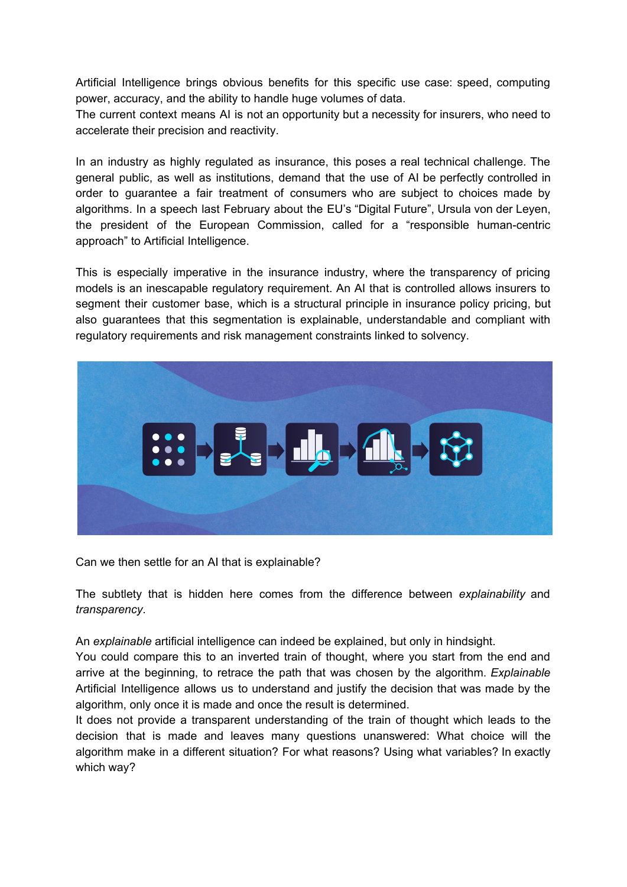Artificial Intelligence brings obvious benefits for this specific use case: speed, computing power, accuracy, and the ability to handle huge volumes of data.
The current context means AI is not an opportunity but a necessity for insurers, who need to accelerate their precision and reactivity.

In an industry as highly regulated as insurance, this poses a real technical challenge. The general public, as well as institutions, demand that the use of AI be perfectly controlled in order to guarantee a fair treatment of consumers who are subject to choices made by algorithms. In a speech last February about the EU's "Digital Future", Ursula von der Leyen, the president of the European Commission, called for a "responsible human-centric approach" to Artificial Intelligence.

This is especially imperative in the insurance industry, where the transparency of pricing models is an inescapable regulatory requirement. An AI that is controlled allows insurers to segment their customer base, which is a structural principle in insurance policy pricing, but also guarantees that this segmentation is explainable, understandable and compliant with regulatory requirements and risk management constraints linked to solvency.

Can we then settle for an AI that is explainable?

The subtlety that is hidden here comes from the difference between *explainability* and *transparency*.

An *explainable* artificial intelligence can indeed be explained, but only in hindsight.
You could compare this to an inverted train of thought, where you start from the end and arrive at the beginning, to retrace the path that was chosen by the algorithm. *Explainable* Artificial Intelligence allows us to understand and justify the decision that was made by the algorithm, only once it is made and once the result is determined.
It does not provide a transparent understanding of the train of thought which leads to the decision that is made and leaves many questions unanswered: What choice will the algorithm make in a different situation? For what reasons? Using what variables? In exactly which way?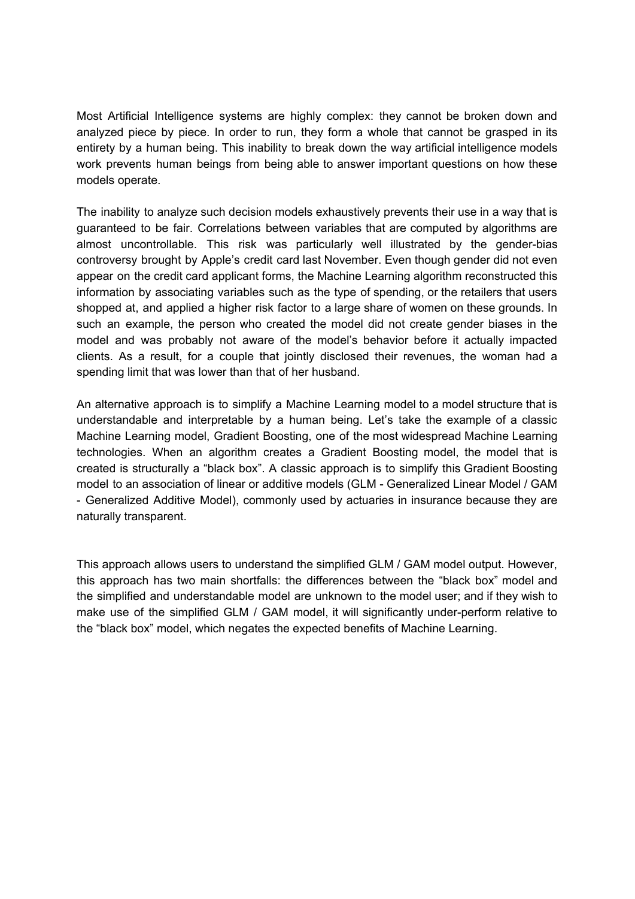Most Artificial Intelligence systems are highly complex: they cannot be broken down and analyzed piece by piece. In order to run, they form a whole that cannot be grasped in its entirety by a human being. This inability to break down the way artificial intelligence models work prevents human beings from being able to answer important questions on how these models operate.

The inability to analyze such decision models exhaustively prevents their use in a way that is guaranteed to be fair. Correlations between variables that are computed by algorithms are almost uncontrollable. This risk was particularly well illustrated by the gender-bias controversy brought by Apple's credit card last November. Even though gender did not even appear on the credit card applicant forms, the Machine Learning algorithm reconstructed this information by associating variables such as the type of spending, or the retailers that users shopped at, and applied a higher risk factor to a large share of women on these grounds. In such an example, the person who created the model did not create gender biases in the model and was probably not aware of the model's behavior before it actually impacted clients. As a result, for a couple that jointly disclosed their revenues, the woman had a spending limit that was lower than that of her husband.

An alternative approach is to simplify a Machine Learning model to a model structure that is understandable and interpretable by a human being. Let's take the example of a classic Machine Learning model, Gradient Boosting, one of the most widespread Machine Learning technologies. When an algorithm creates a Gradient Boosting model, the model that is created is structurally a "black box". A classic approach is to simplify this Gradient Boosting model to an association of linear or additive models (GLM - Generalized Linear Model / GAM - Generalized Additive Model), commonly used by actuaries in insurance because they are naturally transparent.

This approach allows users to understand the simplified GLM / GAM model output. However, this approach has two main shortfalls: the differences between the "black box" model and the simplified and understandable model are unknown to the model user; and if they wish to make use of the simplified GLM / GAM model, it will significantly under-perform relative to the "black box" model, which negates the expected benefits of Machine Learning.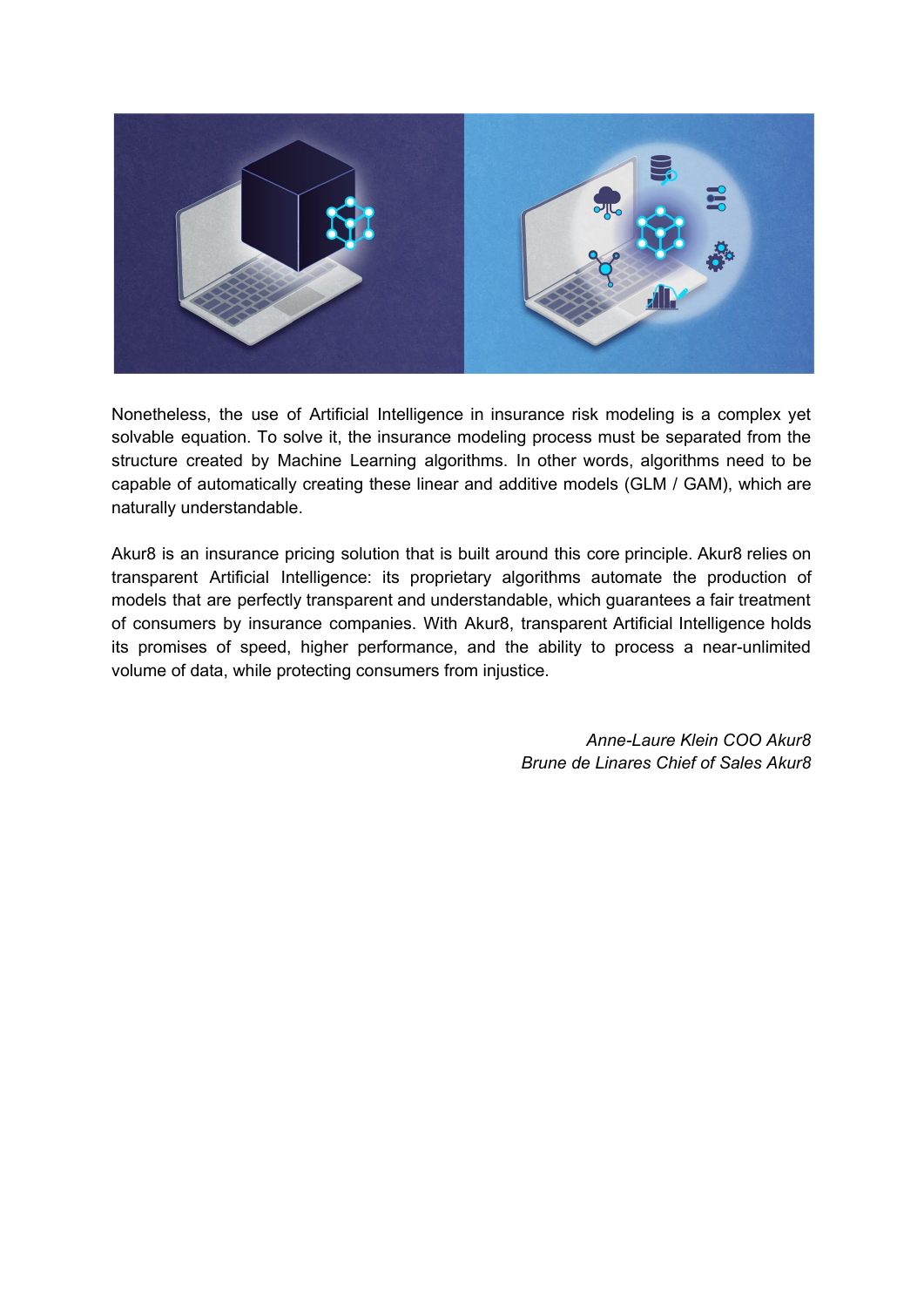Nonetheless, the use of Artificial Intelligence in insurance risk modeling is a complex yet solvable equation. To solve it, the insurance modeling process must be separated from the structure created by Machine Learning algorithms. In other words, algorithms need to be capable of automatically creating these linear and additive models (GLM / GAM), which are naturally understandable.

Akur8 is an insurance pricing solution that is built around this core principle. Akur8 relies on transparent Artificial Intelligence: its proprietary algorithms automate the production of models that are perfectly transparent and understandable, which guarantees a fair treatment of consumers by insurance companies. With Akur8, transparent Artificial Intelligence holds its promises of speed, higher performance, and the ability to process a near-unlimited volume of data, while protecting consumers from injustice.

*Anne-Laure Klein COO Akur8*
*Brune de Linares Chief of Sales Akur8*